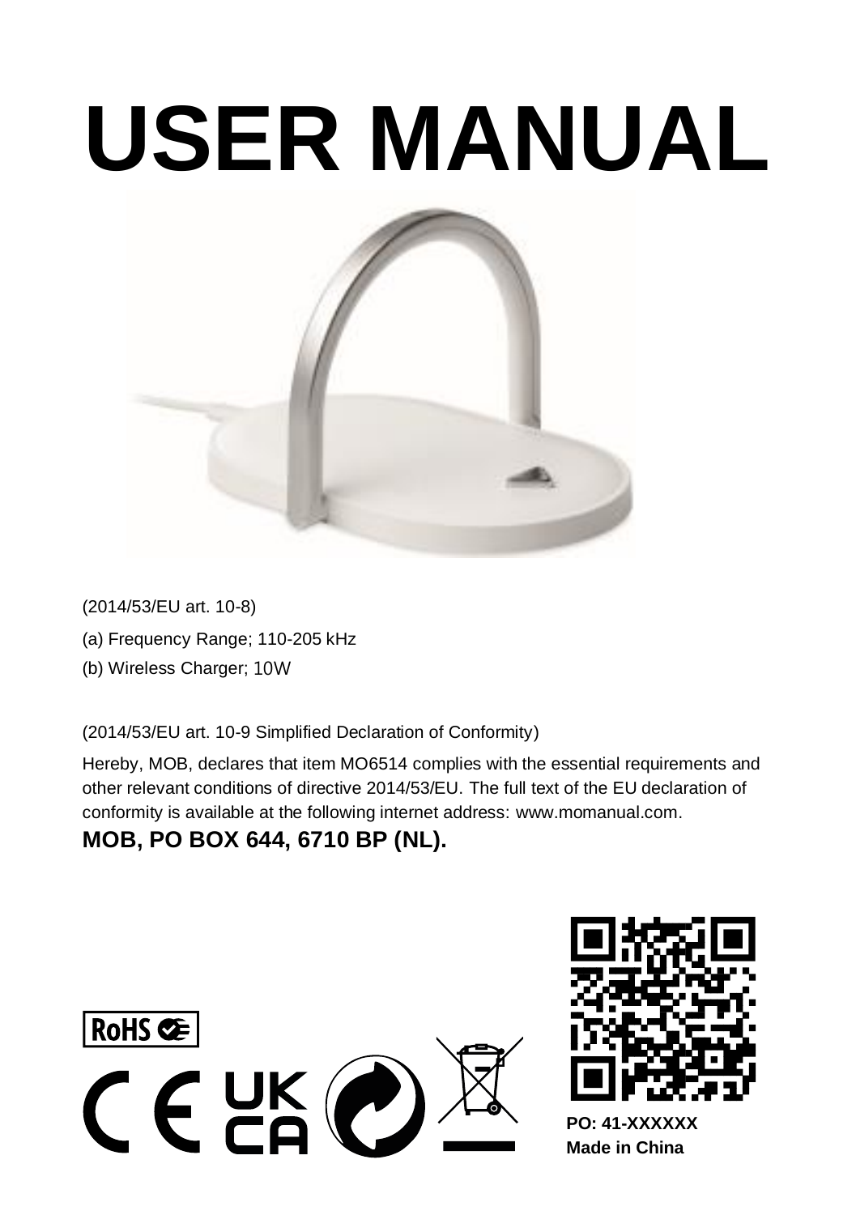# USER MANUAL

(2014/53/EU art. 10-8)

(a) Frequency Range; 110-205 kHz

(b) Wireless Charger; 10W

(2014/53/EU art. 10-9 Simplified Declaration of Conformity)

Hereby, MOB, declares that item MO6514 complies with the essential requirements and other relevant conditions of directive 2014/53/EU. The full text of the EU declaration of conformity is available at the following internet address: www.momanual.com.

**MOB, PO BOX 644, 6710 BP (NL).**

RoHS

**PO: 41-XXXXXX**
**Made in China**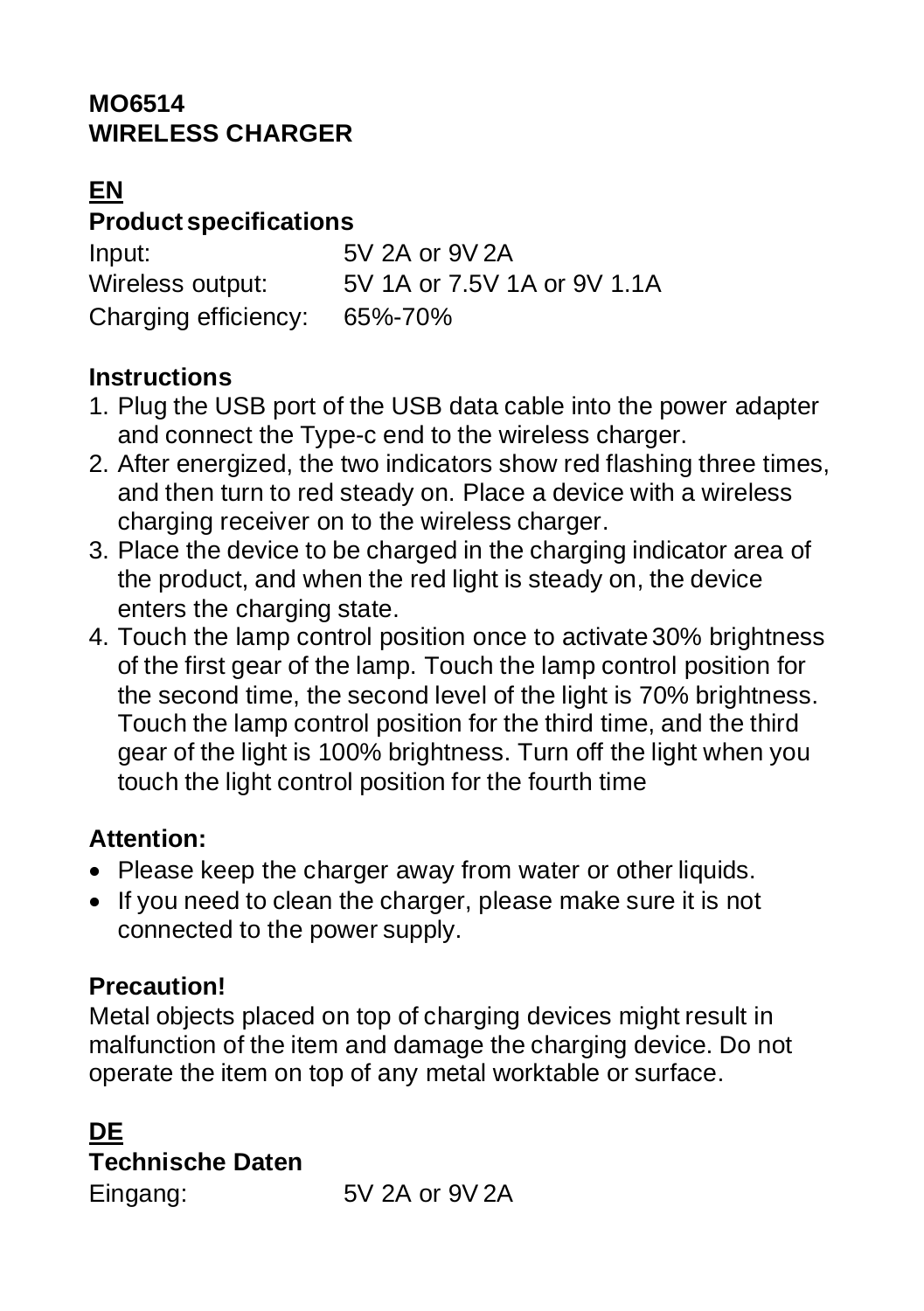**MO6514**
**WIRELESS CHARGER**

## EN

**Product specifications**

| Input: | 5V 2A or 9V 2A |
|---|---|
| Wireless output: | 5V 1A or 7.5V 1A or 9V 1.1A |
| Charging efficiency: | 65%-70% |

**Instructions**

1. Plug the USB port of the USB data cable into the power adapter and connect the Type-c end to the wireless charger.
2. After energized, the two indicators show red flashing three times, and then turn to red steady on. Place a device with a wireless charging receiver on to the wireless charger.
3. Place the device to be charged in the charging indicator area of the product, and when the red light is steady on, the device enters the charging state.
4. Touch the lamp control position once to activate 30% brightness of the first gear of the lamp. Touch the lamp control position for the second time, the second level of the light is 70% brightness. Touch the lamp control position for the third time, and the third gear of the light is 100% brightness. Turn off the light when you touch the light control position for the fourth time

**Attention:**

- Please keep the charger away from water or other liquids.
- If you need to clean the charger, please make sure it is not connected to the power supply.

**Precaution!**

Metal objects placed on top of charging devices might result in malfunction of the item and damage the charging device. Do not operate the item on top of any metal worktable or surface.

## DE

**Technische Daten**

| Eingang: | 5V 2A or 9V 2A |
|---|---|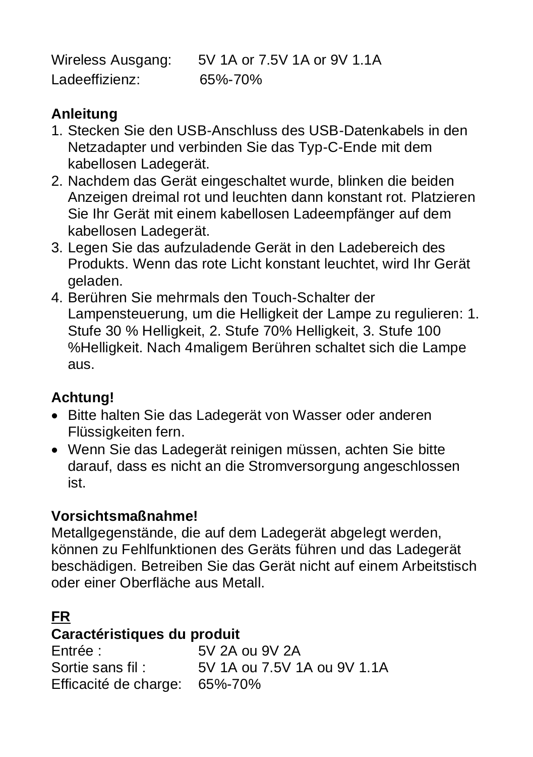| | |
|---|---|
| Wireless Ausgang: | 5V 1A or 7.5V 1A or 9V 1.1A |
| Ladeeffizienz: | 65%-70% |

**Anleitung**

1. Stecken Sie den USB-Anschluss des USB-Datenkabels in den Netzadapter und verbinden Sie das Typ-C-Ende mit dem kabellosen Ladegerät.
2. Nachdem das Gerät eingeschaltet wurde, blinken die beiden Anzeigen dreimal rot und leuchten dann konstant rot. Platzieren Sie Ihr Gerät mit einem kabellosen Ladeempfänger auf dem kabellosen Ladegerät.
3. Legen Sie das aufzuladende Gerät in den Ladebereich des Produkts. Wenn das rote Licht konstant leuchtet, wird Ihr Gerät geladen.
4. Berühren Sie mehrmals den Touch-Schalter der Lampensteuerung, um die Helligkeit der Lampe zu regulieren: 1. Stufe 30 % Helligkeit, 2. Stufe 70% Helligkeit, 3. Stufe 100 %Helligkeit. Nach 4maligem Berühren schaltet sich die Lampe aus.

**Achtung!**

- Bitte halten Sie das Ladegerät von Wasser oder anderen Flüssigkeiten fern.
- Wenn Sie das Ladegerät reinigen müssen, achten Sie bitte darauf, dass es nicht an die Stromversorgung angeschlossen ist.

**Vorsichtsmaßnahme!**

Metallgegenstände, die auf dem Ladegerät abgelegt werden, können zu Fehlfunktionen des Geräts führen und das Ladegerät beschädigen. Betreiben Sie das Gerät nicht auf einem Arbeitstisch oder einer Oberfläche aus Metall.

## FR

**Caractéristiques du produit**

| | |
|---|---|
| Entrée : | 5V 2A ou 9V 2A |
| Sortie sans fil : | 5V 1A ou 7.5V 1A ou 9V 1.1A |
| Efficacité de charge: | 65%-70% |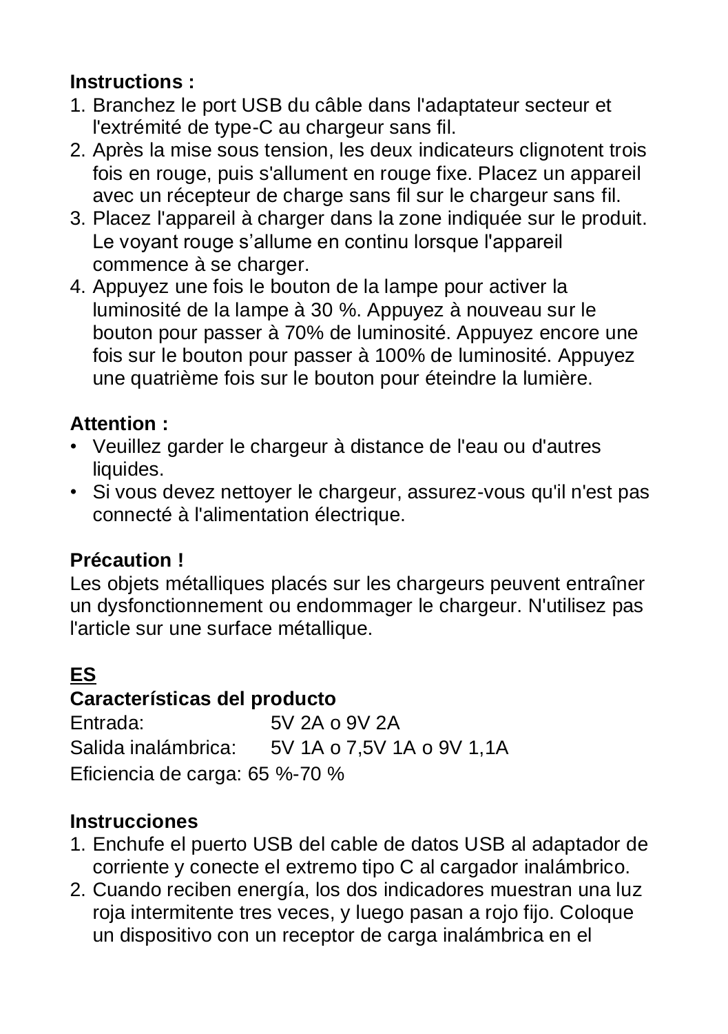**Instructions :**

1. Branchez le port USB du câble dans l'adaptateur secteur et l'extrémité de type-C au chargeur sans fil.
2. Après la mise sous tension, les deux indicateurs clignotent trois fois en rouge, puis s'allument en rouge fixe. Placez un appareil avec un récepteur de charge sans fil sur le chargeur sans fil.
3. Placez l'appareil à charger dans la zone indiquée sur le produit. Le voyant rouge s'allume en continu lorsque l'appareil commence à se charger.
4. Appuyez une fois le bouton de la lampe pour activer la luminosité de la lampe à 30 %. Appuyez à nouveau sur le bouton pour passer à 70% de luminosité. Appuyez encore une fois sur le bouton pour passer à 100% de luminosité. Appuyez une quatrième fois sur le bouton pour éteindre la lumière.

**Attention :**

- Veuillez garder le chargeur à distance de l'eau ou d'autres liquides.
- Si vous devez nettoyer le chargeur, assurez-vous qu'il n'est pas connecté à l'alimentation électrique.

**Précaution !**

Les objets métalliques placés sur les chargeurs peuvent entraîner un dysfonctionnement ou endommager le chargeur. N'utilisez pas l'article sur une surface métallique.

## ES

**Características del producto**

Entrada: 5V 2A o 9V 2A

Salida inalámbrica: 5V 1A o 7,5V 1A o 9V 1,1A

Eficiencia de carga: 65 %-70 %

**Instrucciones**

1. Enchufe el puerto USB del cable de datos USB al adaptador de corriente y conecte el extremo tipo C al cargador inalámbrico.
2. Cuando reciben energía, los dos indicadores muestran una luz roja intermitente tres veces, y luego pasan a rojo fijo. Coloque un dispositivo con un receptor de carga inalámbrica en el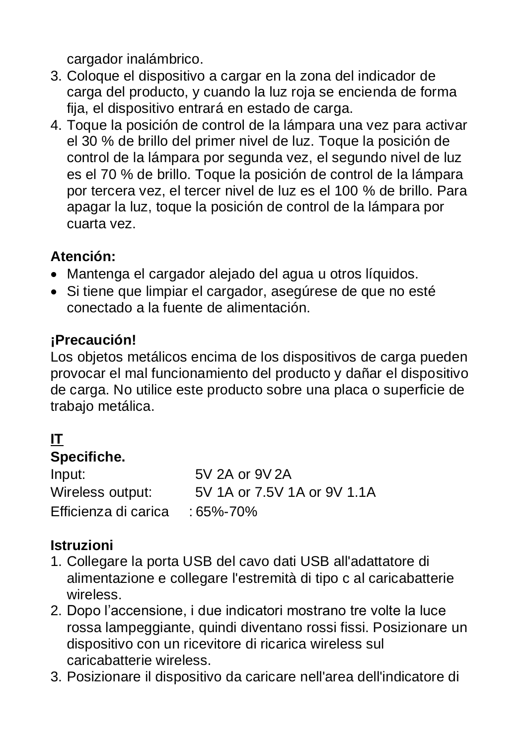cargador inalámbrico.

3. Coloque el dispositivo a cargar en la zona del indicador de carga del producto, y cuando la luz roja se encienda de forma fija, el dispositivo entrará en estado de carga.
4. Toque la posición de control de la lámpara una vez para activar el 30 % de brillo del primer nivel de luz. Toque la posición de control de la lámpara por segunda vez, el segundo nivel de luz es el 70 % de brillo. Toque la posición de control de la lámpara por tercera vez, el tercer nivel de luz es el 100 % de brillo. Para apagar la luz, toque la posición de control de la lámpara por cuarta vez.

**Atención:**

- Mantenga el cargador alejado del agua u otros líquidos.
- Si tiene que limpiar el cargador, asegúrese de que no esté conectado a la fuente de alimentación.

**¡Precaución!**

Los objetos metálicos encima de los dispositivos de carga pueden provocar el mal funcionamiento del producto y dañar el dispositivo de carga. No utilice este producto sobre una placa o superficie de trabajo metálica.

## IT

**Specifiche.**

Input: 5V 2A or 9V 2A
Wireless output: 5V 1A or 7.5V 1A or 9V 1.1A
Efficienza di carica : 65%-70%

**Istruzioni**

1. Collegare la porta USB del cavo dati USB all'adattatore di alimentazione e collegare l'estremità di tipo c al caricabatterie wireless.
2. Dopo l’accensione, i due indicatori mostrano tre volte la luce rossa lampeggiante, quindi diventano rossi fissi. Posizionare un dispositivo con un ricevitore di ricarica wireless sul caricabatterie wireless.
3. Posizionare il dispositivo da caricare nell'area dell'indicatore di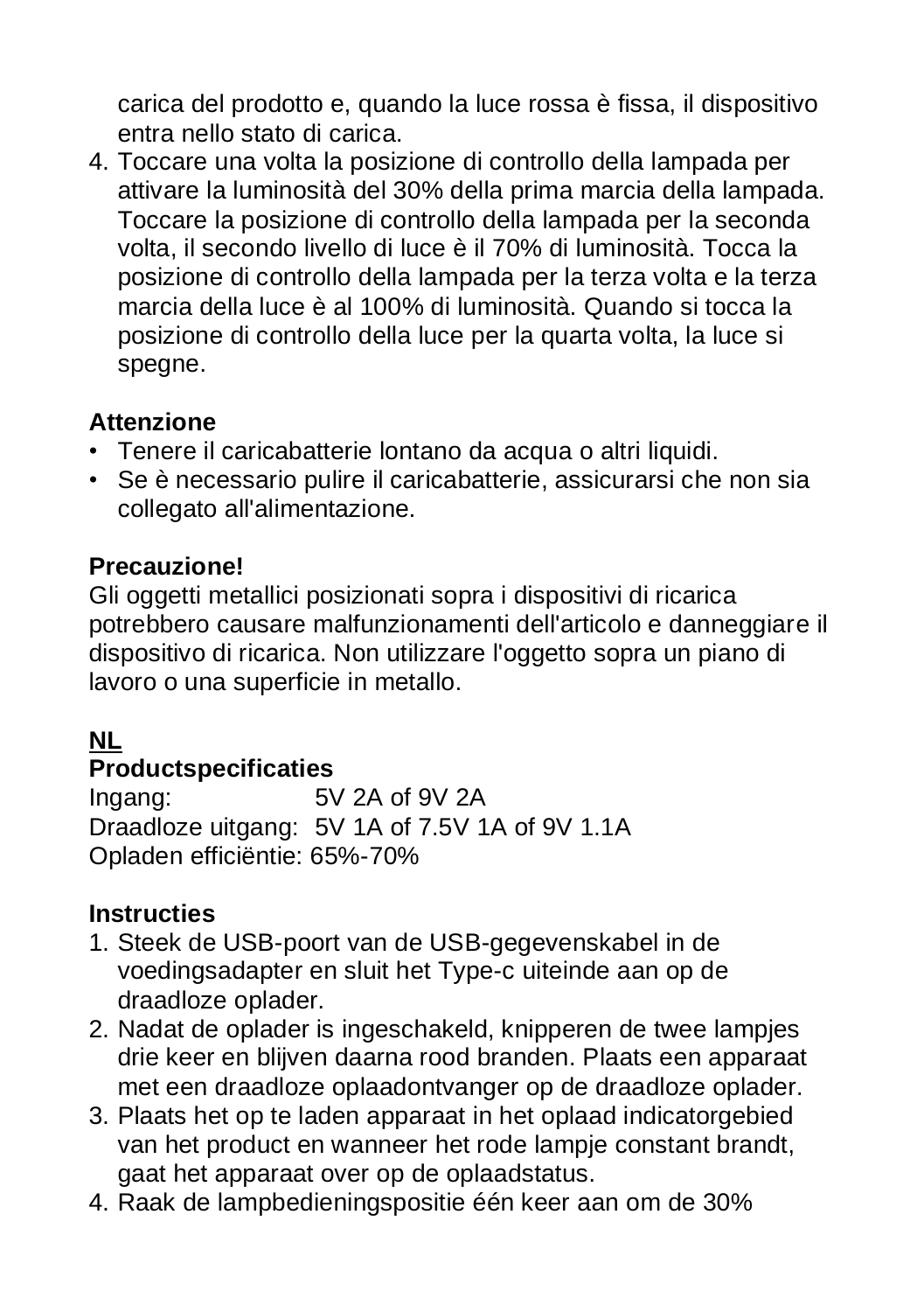carica del prodotto e, quando la luce rossa è fissa, il dispositivo entra nello stato di carica.

4. Toccare una volta la posizione di controllo della lampada per attivare la luminosità del 30% della prima marcia della lampada. Toccare la posizione di controllo della lampada per la seconda volta, il secondo livello di luce è il 70% di luminosità. Tocca la posizione di controllo della lampada per la terza volta e la terza marcia della luce è al 100% di luminosità. Quando si tocca la posizione di controllo della luce per la quarta volta, la luce si spegne.

**Attenzione**

- Tenere il caricabatterie lontano da acqua o altri liquidi.
- Se è necessario pulire il caricabatterie, assicurarsi che non sia collegato all'alimentazione.

**Precauzione!**

Gli oggetti metallici posizionati sopra i dispositivi di ricarica potrebbero causare malfunzionamenti dell'articolo e danneggiare il dispositivo di ricarica. Non utilizzare l'oggetto sopra un piano di lavoro o una superficie in metallo.

## NL

**Productspecificaties**

Ingang: 5V 2A of 9V 2A
Draadloze uitgang: 5V 1A of 7.5V 1A of 9V 1.1A
Opladen efficiëntie: 65%-70%

**Instructies**

1. Steek de USB-poort van de USB-gegevenskabel in de voedingsadapter en sluit het Type-c uiteinde aan op de draadloze oplader.
2. Nadat de oplader is ingeschakeld, knipperen de twee lampjes drie keer en blijven daarna rood branden. Plaats een apparaat met een draadloze oplaadontvanger op de draadloze oplader.
3. Plaats het op te laden apparaat in het oplaad indicatorgebied van het product en wanneer het rode lampje constant brandt, gaat het apparaat over op de oplaadstatus.
4. Raak de lampbedieningspositie één keer aan om de 30%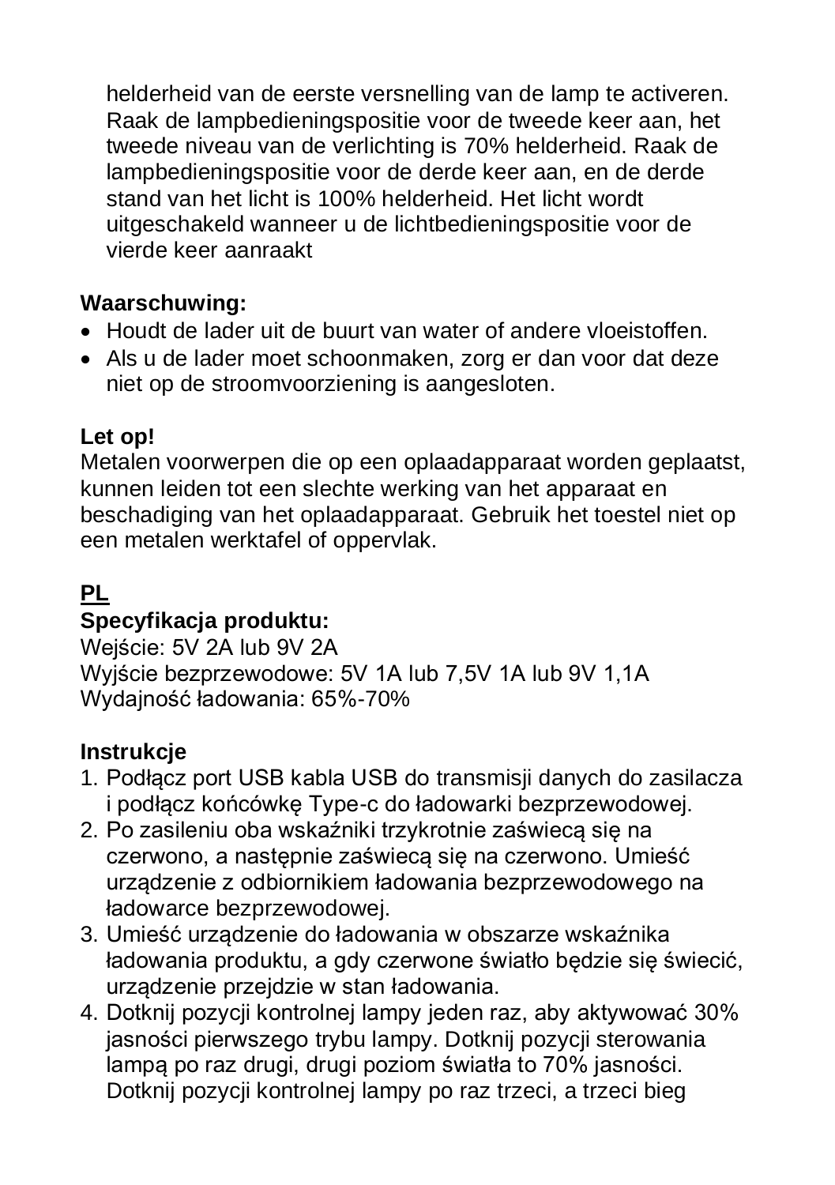helderheid van de eerste versnelling van de lamp te activeren. Raak de lampbedieningspositie voor de tweede keer aan, het tweede niveau van de verlichting is 70% helderheid. Raak de lampbedieningspositie voor de derde keer aan, en de derde stand van het licht is 100% helderheid. Het licht wordt uitgeschakeld wanneer u de lichtbedieningspositie voor de vierde keer aanraakt

**Waarschuwing:**

- Houdt de lader uit de buurt van water of andere vloeistoffen.
- Als u de lader moet schoonmaken, zorg er dan voor dat deze niet op de stroomvoorziening is aangesloten.

**Let op!**

Metalen voorwerpen die op een oplaadapparaat worden geplaatst, kunnen leiden tot een slechte werking van het apparaat en beschadiging van het oplaadapparaat. Gebruik het toestel niet op een metalen werktafel of oppervlak.

## PL

**Specyfikacja produktu:**

Wejście: 5V 2A lub 9V 2A
Wyjście bezprzewodowe: 5V 1A lub 7,5V 1A lub 9V 1,1A
Wydajność ładowania: 65%-70%

**Instrukcje**

1. Podłącz port USB kabla USB do transmisji danych do zasilacza i podłącz końcówkę Type-c do ładowarki bezprzewodowej.
2. Po zasileniu oba wskaźniki trzykrotnie zaświecą się na czerwono, a następnie zaświecą się na czerwono. Umieść urządzenie z odbiornikiem ładowania bezprzewodowego na ładowarce bezprzewodowej.
3. Umieść urządzenie do ładowania w obszarze wskaźnika ładowania produktu, a gdy czerwone światło będzie się świecić, urządzenie przejdzie w stan ładowania.
4. Dotknij pozycji kontrolnej lampy jeden raz, aby aktywować 30% jasności pierwszego trybu lampy. Dotknij pozycji sterowania lampą po raz drugi, drugi poziom światła to 70% jasności. Dotknij pozycji kontrolnej lampy po raz trzeci, a trzeci bieg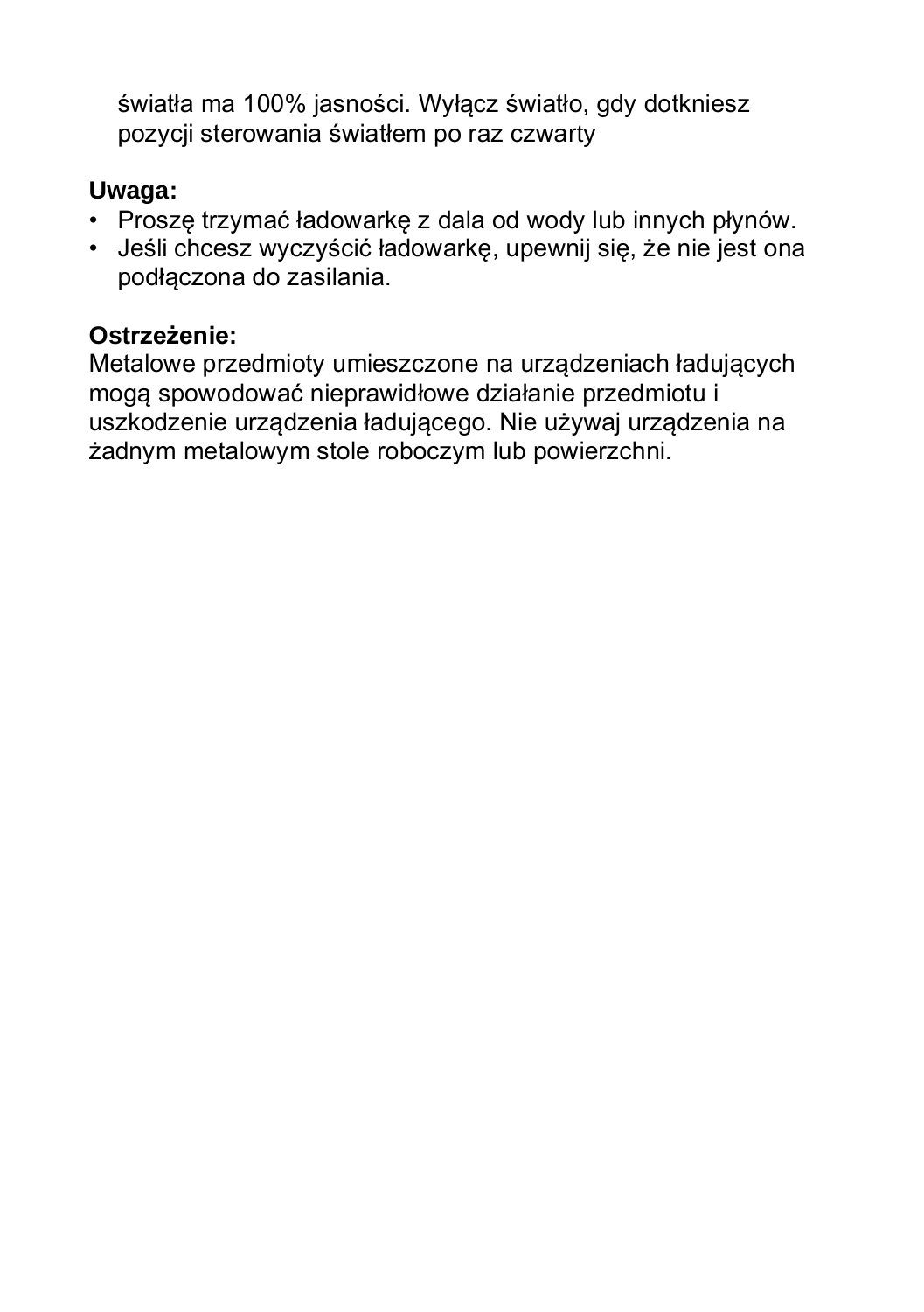światła ma 100% jasności. Wyłącz światło, gdy dotkniesz pozycji sterowania światłem po raz czwarty

**Uwaga:**

- Proszę trzymać ładowarkę z dala od wody lub innych płynów.
- Jeśli chcesz wyczyścić ładowarkę, upewnij się, że nie jest ona podłączona do zasilania.

**Ostrzeżenie:**

Metalowe przedmioty umieszczone na urządzeniach ładujących mogą spowodować nieprawidłowe działanie przedmiotu i uszkodzenie urządzenia ładującego. Nie używaj urządzenia na żadnym metalowym stole roboczym lub powierzchni.